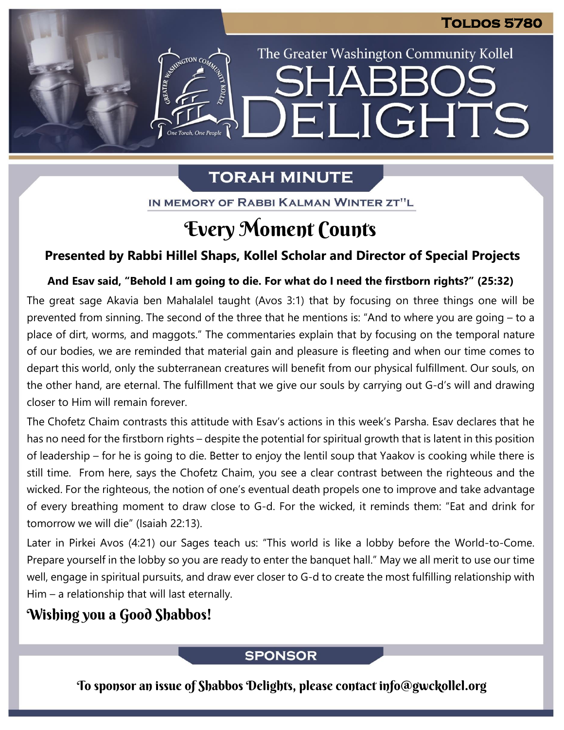TOLDOS 5780

The Greater Washington Community Kollel

# SHABBOS DELIGHTS

## TORAH MINUTE

IN MEMORY OF RABBI KALMAN WINTER ZT"L

# Every Moment Counts

**Presented by Rabbi Hillel Shaps, Kollel Scholar and Director of Special Projects**

**And Esav said, "Behold I am going to die. For what do I need the firstborn rights?" (25:32)**

The great sage Akavia ben Mahalalel taught (Avos 3:1) that by focusing on three things one will be prevented from sinning. The second of the three that he mentions is: "And to where you are going – to a place of dirt, worms, and maggots." The commentaries explain that by focusing on the temporal nature of our bodies, we are reminded that material gain and pleasure is fleeting and when our time comes to depart this world, only the subterranean creatures will benefit from our physical fulfillment. Our souls, on the other hand, are eternal. The fulfillment that we give our souls by carrying out G-d's will and drawing closer to Him will remain forever.

The Chofetz Chaim contrasts this attitude with Esav's actions in this week's Parsha. Esav declares that he has no need for the firstborn rights – despite the potential for spiritual growth that is latent in this position of leadership – for he is going to die. Better to enjoy the lentil soup that Yaakov is cooking while there is still time. From here, says the Chofetz Chaim, you see a clear contrast between the righteous and the wicked. For the righteous, the notion of one's eventual death propels one to improve and take advantage of every breathing moment to draw close to G-d. For the wicked, it reminds them: "Eat and drink for tomorrow we will die" (Isaiah 22:13).

Later in Pirkei Avos (4:21) our Sages teach us: "This world is like a lobby before the World-to-Come. Prepare yourself in the lobby so you are ready to enter the banquet hall." May we all merit to use our time well, engage in spiritual pursuits, and draw ever closer to G-d to create the most fulfilling relationship with Him – a relationship that will last eternally.

### Wishing you a Good Shabbos!

## SPONSOR

To sponsor an issue of Shabbos Delights, please contact info@gwckollel.org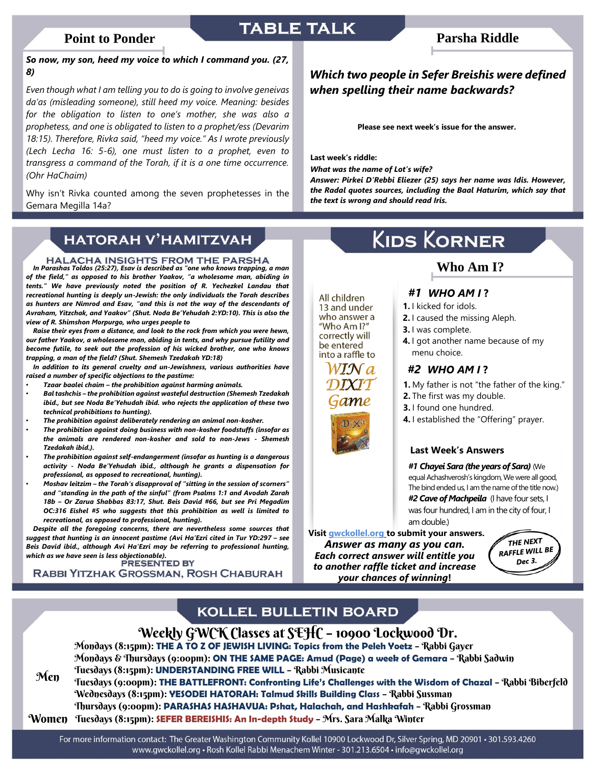# TABLE TALK

## Point to Ponder

***So now, my son, heed my voice to which I command you. (27, 8)***

*Even though what I am telling you to do is going to involve geneivas da'as (misleading someone), still heed my voice. Meaning: besides for the obligation to listen to one's mother, she was also a prophetess, and one is obligated to listen to a prophet/ess (Devarim 18:15). Therefore, Rivka said, "heed my voice." As I wrote previously (Lech Lecha 16: 5-6), one must listen to a prophet, even to transgress a command of the Torah, if it is a one time occurrence. (Ohr HaChaim)*

Why isn't Rivka counted among the seven prophetesses in the Gemara Megilla 14a?

## Parsha Riddle

***Which two people in Sefer Breishis were defined when spelling their name backwards?***

**Please see next week's issue for the answer.**

**Last week's riddle:**

***What was the name of Lot's wife?***

***Answer: Pirkei D'Rebbi Eliezer (25) says her name was Idis. However, the Radal quotes sources, including the Baal Haturim, which say that the text is wrong and should read Iris.***

# HATORAH V'HAMITZVAH

### HALACHA INSIGHTS FROM THE PARSHA

***In Parashas Toldos (25:27), Esav is described as "one who knows trapping, a man of the field," as opposed to his brother Yaakov, "a wholesome man, abiding in tents." We have previously noted the position of R. Yechezkel Landau that recreational hunting is deeply un-Jewish: the only individuals the Torah describes as hunters are Nimrod and Esav, "and this is not the way of the descendants of Avraham, Yitzchak, and Yaakov" (Shut. Noda Be'Yehudah 2:YD:10). This is also the view of R. Shimshon Morpurgo, who urges people to***

***Raise their eyes from a distance, and look to the rock from which you were hewn, our father Yaakov, a wholesome man, abiding in tents, and why pursue futility and become futile, to seek out the profession of his wicked brother, one who knows trapping, a man of the field? (Shut. Shemesh Tzedakah YD:18)***

***In addition to its general cruelty and un-Jewishness, various authorities have raised a number of specific objections to the pastime:***

- ***Tzaar baalei chaim – the prohibition against harming animals.***
- ***Bal tashchis – the prohibition against wasteful destruction (Shemesh Tzedakah ibid., but see Noda Be'Yehudah ibid. who rejects the application of these two technical prohibitions to hunting).***
- ***The prohibition against deliberately rendering an animal non-kosher.***
- ***The prohibition against doing business with non-kosher foodstuffs (insofar as the animals are rendered non-kosher and sold to non-Jews - Shemesh Tzedakah ibid.).***
- ***The prohibition against self-endangerment (insofar as hunting is a dangerous activity - Noda Be'Yehudah ibid., although he grants a dispensation for professional, as opposed to recreational, hunting).***
- ***Moshav leitzim – the Torah's disapproval of "sitting in the session of scorners" and "standing in the path of the sinful" (from Psalms 1:1 and Avodah Zarah 18b – Or Zarua Shabbas 83:17, Shut. Beis David #66, but see Pri Megadim OC:316 Eishel #5 who suggests that this prohibition as well is limited to recreational, as opposed to professional, hunting).***

***Despite all the foregoing concerns, there are nevertheless some sources that suggest that hunting is an innocent pastime (Avi Ha'Ezri cited in Tur YD:297 – see Beis David ibid., although Avi Ha'Ezri may be referring to professional hunting, which as we have seen is less objectionable).***

PRESENTED BY
RABBI YITZHAK GROSSMAN, ROSH CHABURAH

# KIDS KORNER

## Who Am I?

All children 13 and under who answer a "Who Am I?" correctly will be entered into a raffle to WIN a DIXIT Game

### *#1 WHO AM I?*

1. I kicked for idols.
2. I caused the missing Aleph.
3. I was complete.
4. I got another name because of my menu choice.

### *#2 WHO AM I?*

1. My father is not "the father of the king."
2. The first was my double.
3. I found one hundred.
4. I established the "Offering" prayer.

### Last Week's Answers

***#1 Chayei Sara (the years of Sara)*** (We equal Achashverosh's kingdom, We were all good, The bind ended us, I am the name of the title now.)

***#2 Cave of Machpeila*** (I have four sets, I was four hundred, I am in the city of four, I am double.)

**Visit gwckollel.org to submit your answers.**

***Answer as many as you can. Each correct answer will entitle you to another raffle ticket and increase your chances of winning!***

*THE NEXT RAFFLE WILL BE Dec 3.*

# KOLLEL BULLETIN BOARD

## Weekly GWCK Classes at SEHC – 10900 Lockwood Dr.

**Men**

- Mondays (8:15pm): **THE A TO Z OF JEWISH LIVING: Topics from the Peleh Yoetz** – Rabbi Gayer
- Mondays & Thursdays (9:00pm): **ON THE SAME PAGE: Amud (Page) a week of Gemara** – Rabbi Sadwin
- Tuesdays (8:15pm): **UNDERSTANDING FREE WILL** – Rabbi Musicante
- Tuesdays (9:00pm): **THE BATTLEFRONT: Confronting Life's Challenges with the Wisdom of Chazal** – Rabbi Biberfeld
- Wednesdays (8:15pm): **YESODEI HATORAH: Talmud Skills Building Class** – Rabbi Sussman
- Thursdays (9:00pm): **PARASHAS HASHAVUA: Pshat, Halachah, and Hashkafah** – Rabbi Grossman

**Women**

- Tuesdays (8:15pm): **SEFER BEREISHIS: An In-depth Study** – Mrs. Sara Malka Winter

For more information contact: The Greater Washington Community Kollel 10900 Lockwood Dr, Silver Spring, MD 20901 • 301.593.4260
www.gwckollel.org • Rosh Kollel Rabbi Menachem Winter - 301.213.6504 • info@gwckollel.org